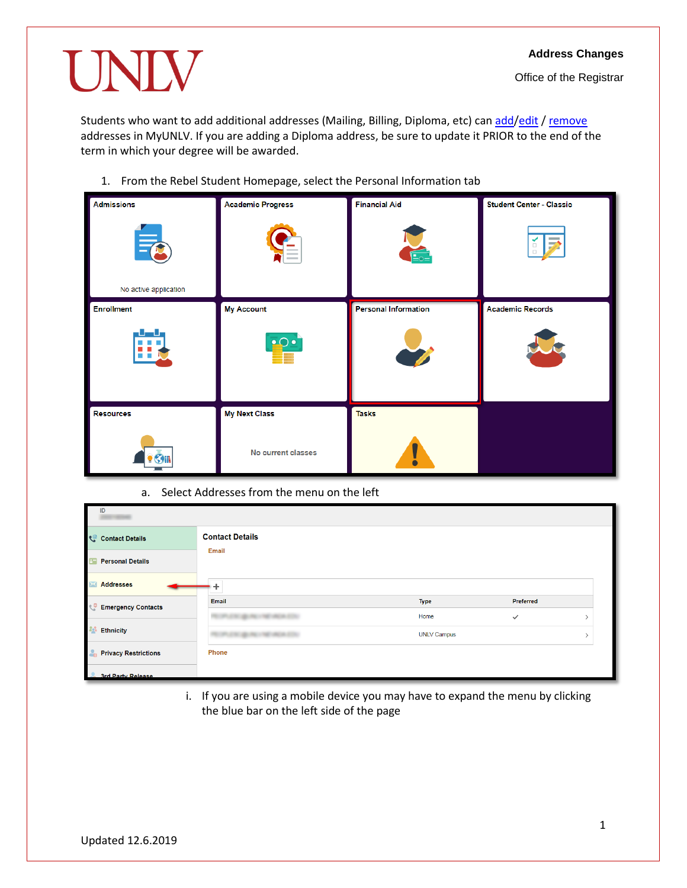# UNLV

**Address Changes**

Office of the Registrar

Students who want to add additional addresses (Mailing, Billing, Diploma, etc) can add/edit / remove addresses in MyUNLV. If you are adding a Diploma address, be sure to update it PRIOR to the end of the term in which your degree will be awarded.

1. From the Rebel Student Homepage, select the Personal Information tab

   a. Select Addresses from the menu on the left

      i. If you are using a mobile device you may have to expand the menu by clicking the blue bar on the left side of the page

Updated 12.6.2019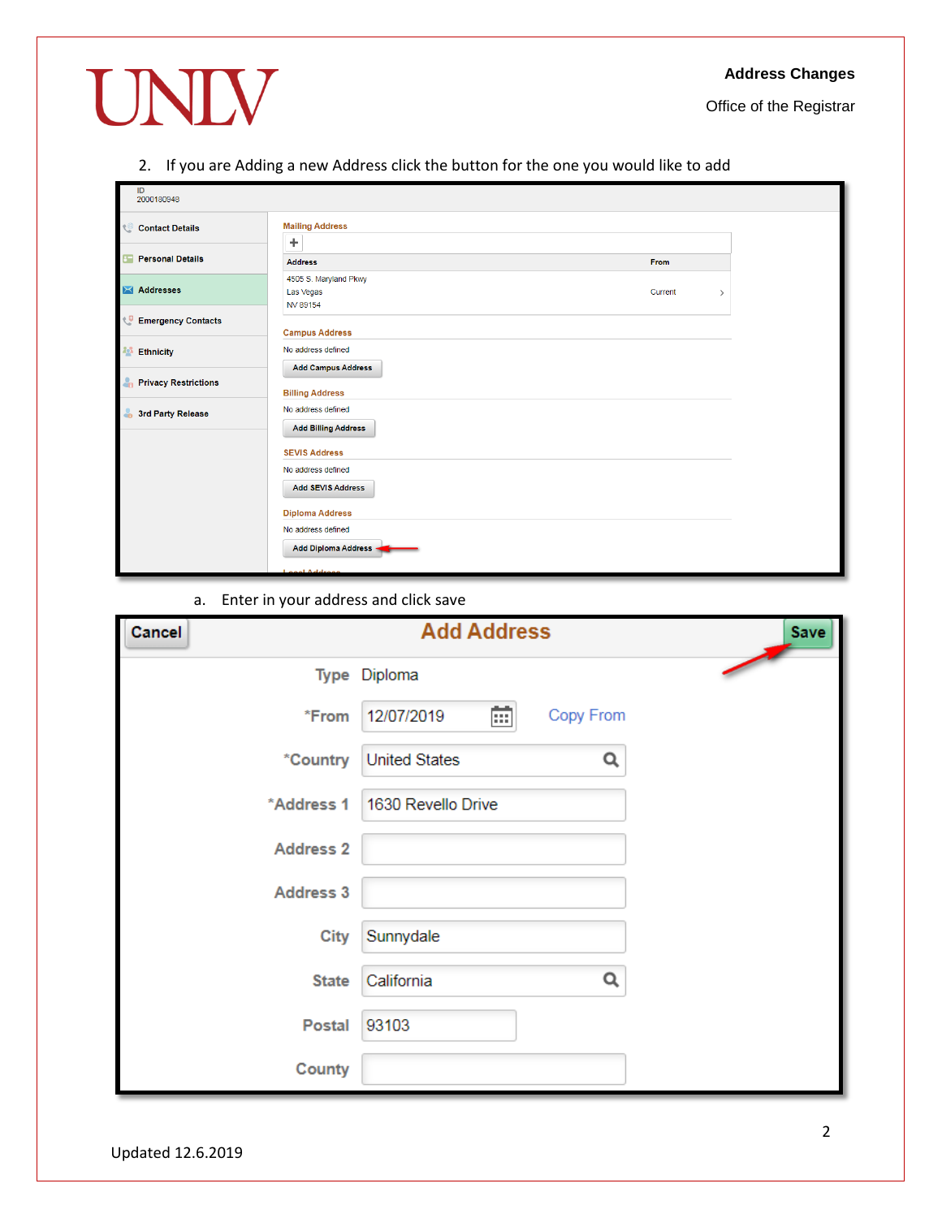2. If you are Adding a new Address click the button for the one you would like to add

ID
2000180948

- Contact Details
- Personal Details
- Addresses
- Emergency Contacts
- Ethnicity
- Privacy Restrictions
- 3rd Party Release

**Mailing Address**

| Address | From |
|---|---|
| 4505 S. Maryland Pkwy<br>Las Vegas<br>NV 89154 | Current |

**Campus Address**

No address defined

Add Campus Address

**Billing Address**

No address defined

Add Billing Address

**SEVIS Address**

No address defined

Add SEVIS Address

**Diploma Address**

No address defined

Add Diploma Address

a. Enter in your address and click save

Cancel **Add Address** Save

| | |
|---|---|
| Type | Diploma |
| *From | 12/07/2019 — Copy From |
| *Country | United States |
| *Address 1 | 1630 Revello Drive |
| Address 2 | |
| Address 3 | |
| City | Sunnydale |
| State | California |
| Postal | 93103 |
| County | |

Updated 12.6.2019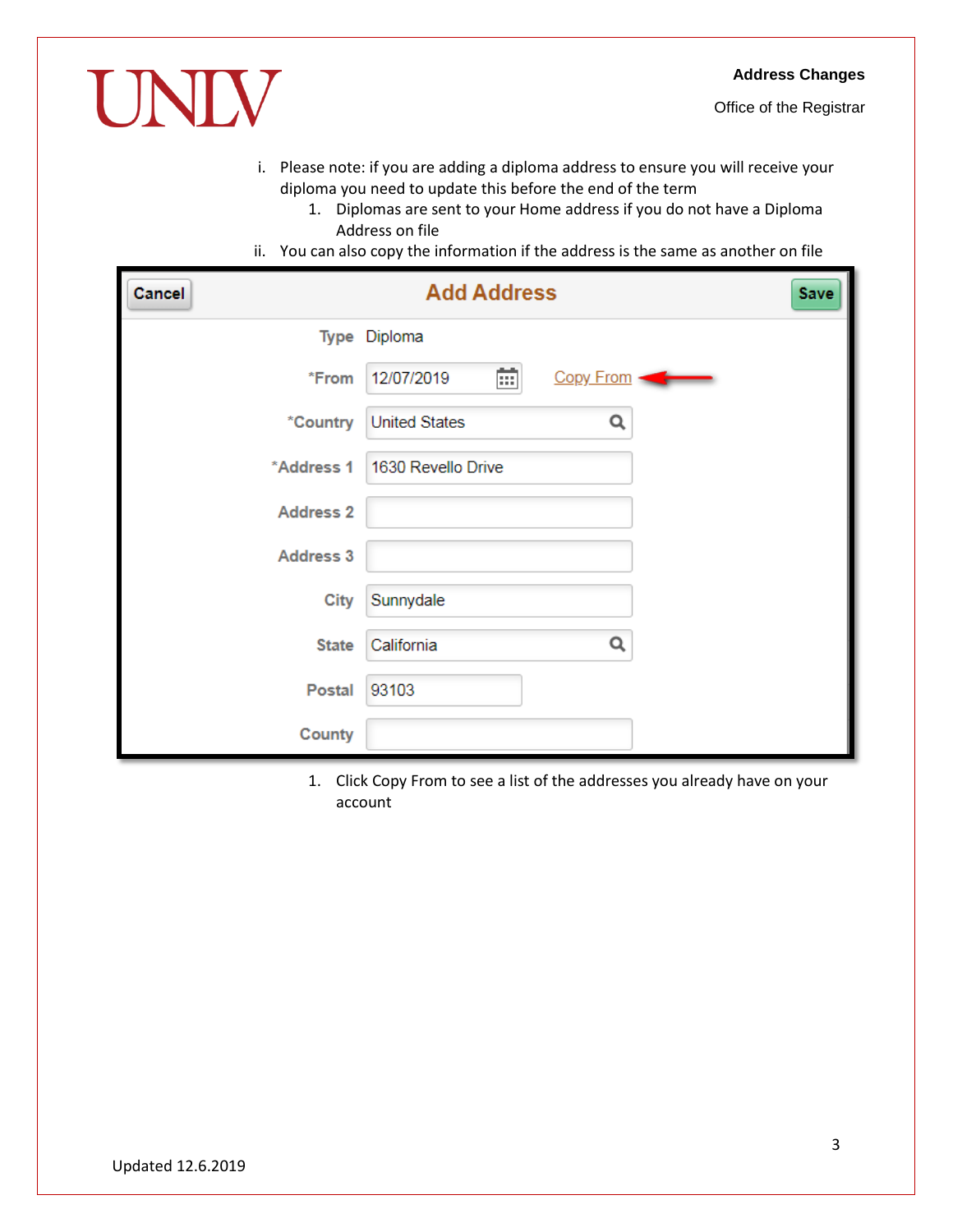- i. Please note: if you are adding a diploma address to ensure you will receive your diploma you need to update this before the end of the term
    1. Diplomas are sent to your Home address if you do not have a Diploma Address on file
- ii. You can also copy the information if the address is the same as another on file

Cancel | **Add Address** | Save

| | |
|---|---|
| Type | Diploma |
| *From | 12/07/2019 — Copy From |
| *Country | United States |
| *Address 1 | 1630 Revello Drive |
| Address 2 | |
| Address 3 | |
| City | Sunnydale |
| State | California |
| Postal | 93103 |
| County | |

1. Click Copy From to see a list of the addresses you already have on your account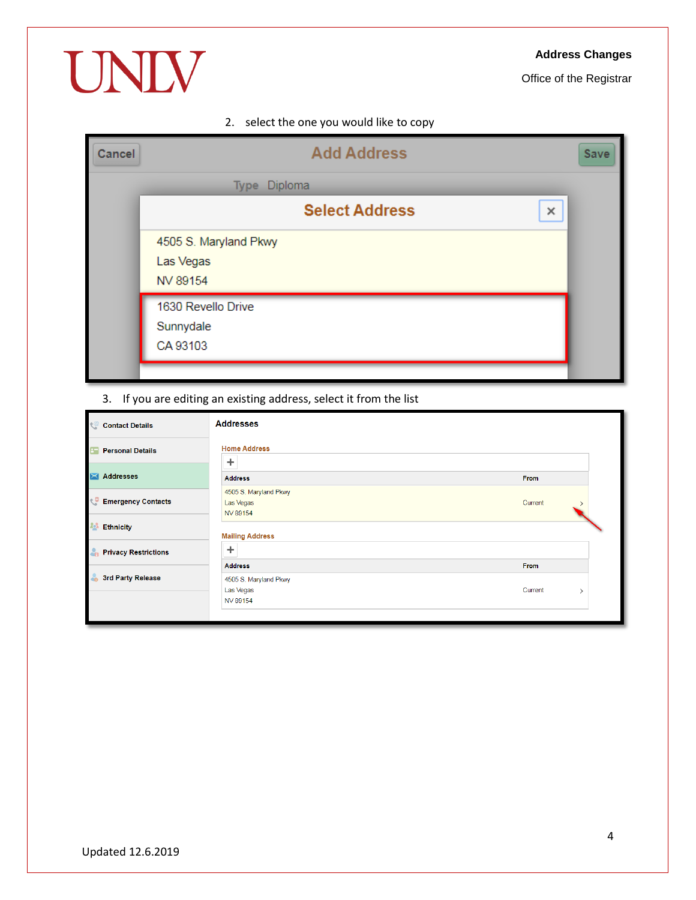2. select the one you would like to copy

Cancel | Add Address | Save

Type Diploma

**Select Address**

4505 S. Maryland Pkwy
Las Vegas
NV 89154

1630 Revello Drive
Sunnydale
CA 93103

3. If you are editing an existing address, select it from the list

Contact Details
Personal Details
Addresses
Emergency Contacts
Ethnicity
Privacy Restrictions
3rd Party Release

**Addresses**

Home Address

| Address | From |
| --- | --- |
| 4505 S. Maryland Pkwy Las Vegas NV 89154 | Current |

Mailing Address

| Address | From |
| --- | --- |
| 4505 S. Maryland Pkwy Las Vegas NV 89154 | Current |

Updated 12.6.2019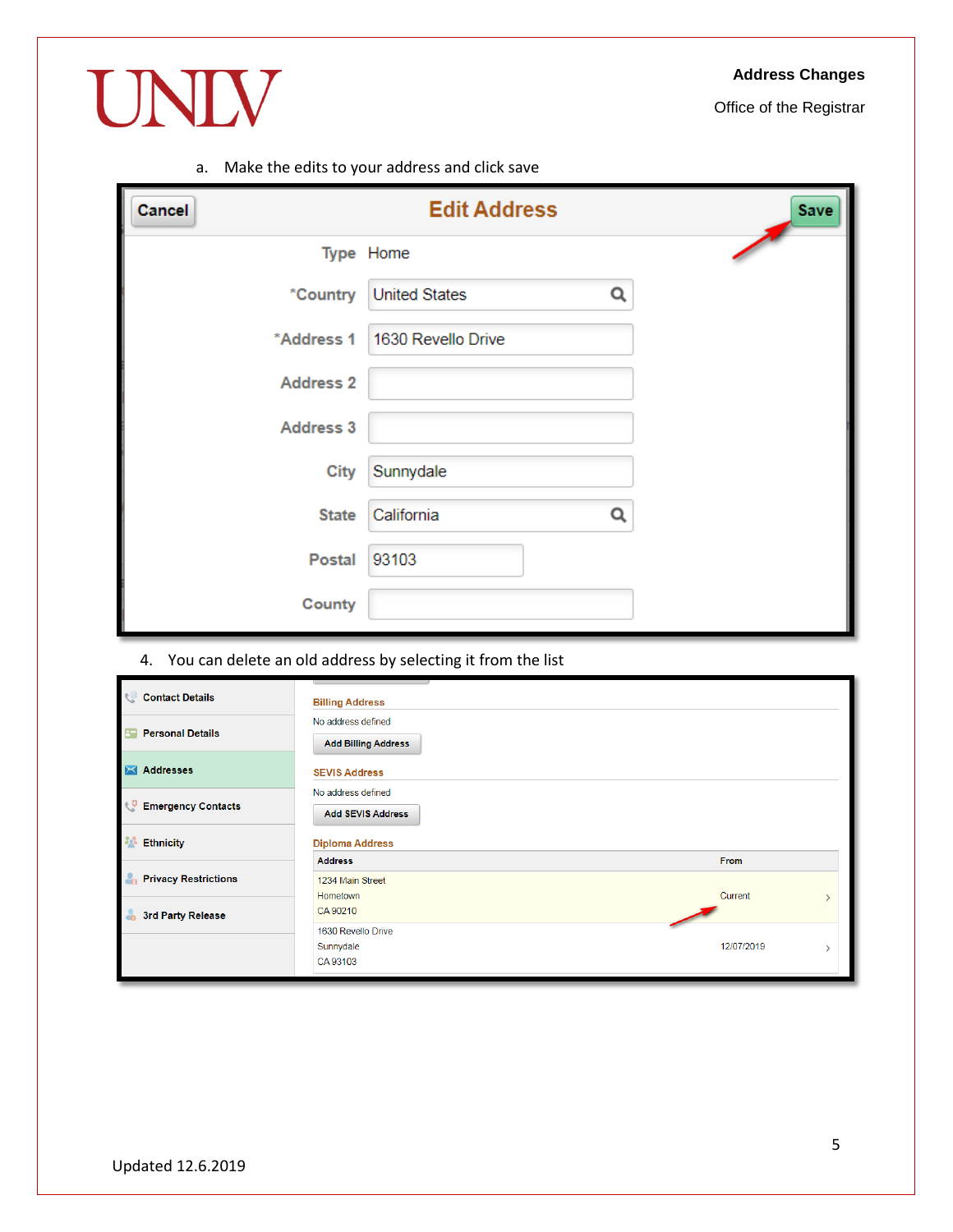a. Make the edits to your address and click save

| Cancel | Edit Address | Save |
| --- | --- | --- |
| Type | Home | |
| *Country | United States | |
| *Address 1 | 1630 Revello Drive | |
| Address 2 | | |
| Address 3 | | |
| City | Sunnydale | |
| State | California | |
| Postal | 93103 | |
| County | | |

4. You can delete an old address by selecting it from the list

- Contact Details
- Personal Details
- Addresses
- Emergency Contacts
- Ethnicity
- Privacy Restrictions
- 3rd Party Release

**Billing Address**

No address defined

Add Billing Address

**SEVIS Address**

No address defined

Add SEVIS Address

**Diploma Address**

| Address | From |
| --- | --- |
| 1234 Main Street Hometown CA 90210 | Current |
| 1630 Revello Drive Sunnydale CA 93103 | 12/07/2019 |

Updated 12.6.2019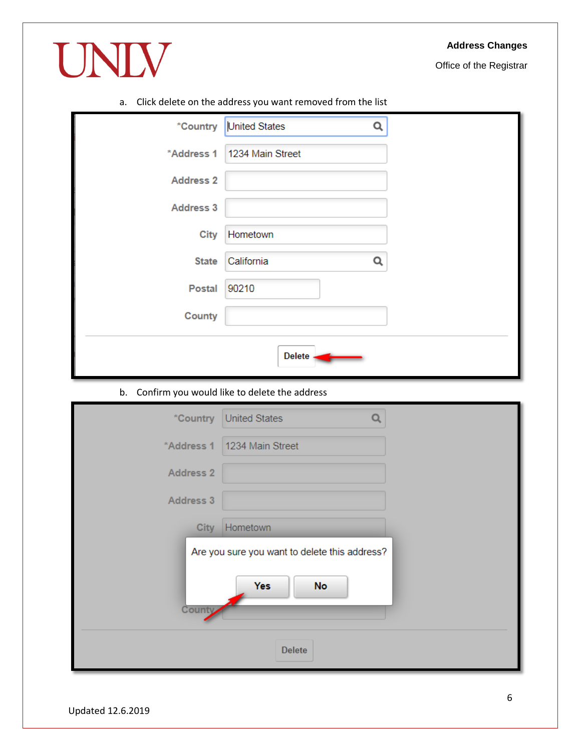a. Click delete on the address you want removed from the list

*Country United States

*Address 1 1234 Main Street

Address 2

Address 3

City Hometown

State California

Postal 90210

County

Delete

b. Confirm you would like to delete the address

*Country United States

*Address 1 1234 Main Street

Address 2

Address 3

City Hometown

Are you sure you want to delete this address?

Yes No

County

Delete

Updated 12.6.2019